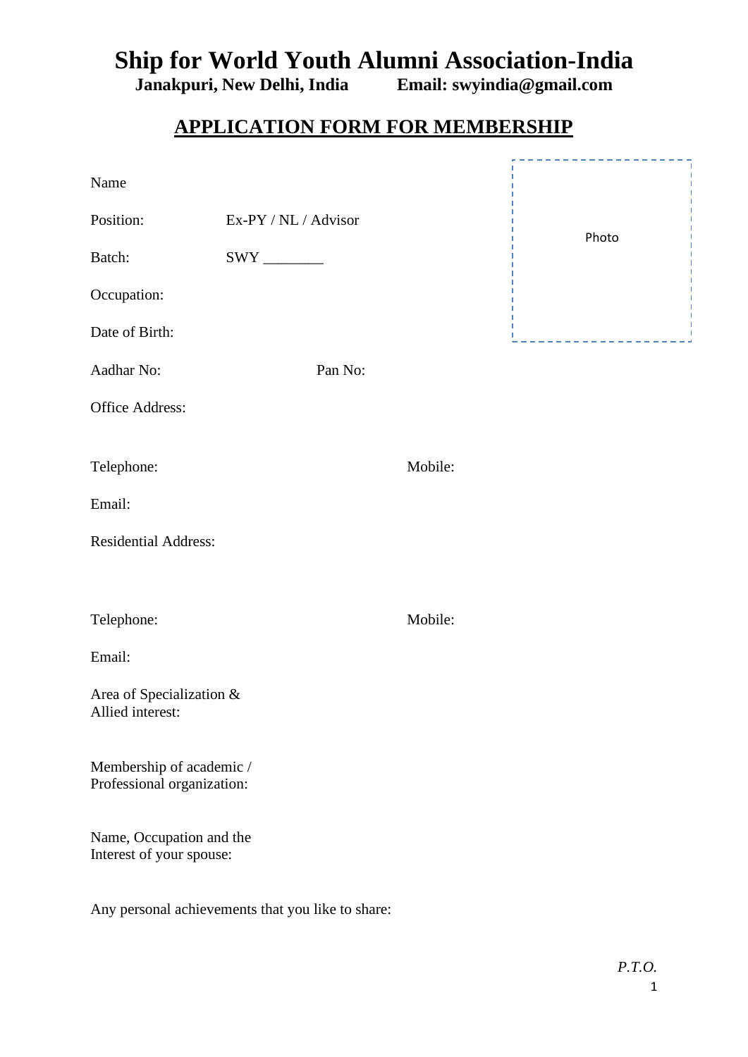# Ship for World Youth Alumni Association-India

**Janakpuri, New Delhi, India Email: swyindia@gmail.com**

## APPLICATION FORM FOR MEMBERSHIP

Photo

Name

Position: Ex-PY / NL / Advisor

Batch: SWY ________

Occupation:

Date of Birth:

Aadhar No: Pan No:

Office Address:

Telephone: Mobile:

Email:

Residential Address:

Telephone: Mobile:

Email:

Area of Specialization & Allied interest:

Membership of academic / Professional organization:

Name, Occupation and the Interest of your spouse:

Any personal achievements that you like to share:

*P.T.O.*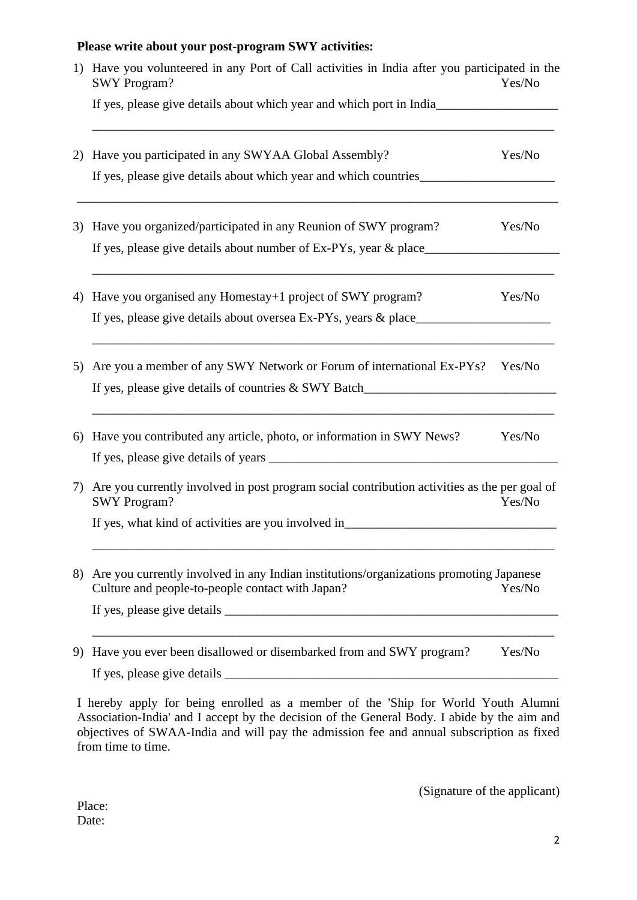**Please write about your post-program SWY activities:**

1) Have you volunteered in any Port of Call activities in India after you participated in the SWY Program? Yes/No

   If yes, please give details about which year and which port in India___________________

   ___________________________________________________________________________

2) Have you participated in any SWYAA Global Assembly? Yes/No

   If yes, please give details about which year and which countries_____________________

   ___________________________________________________________________________

3) Have you organized/participated in any Reunion of SWY program? Yes/No

   If yes, please give details about number of Ex-PYs, year & place_____________________

   ___________________________________________________________________________

4) Have you organised any Homestay+1 project of SWY program? Yes/No

   If yes, please give details about oversea Ex-PYs, years & place_____________________

   ___________________________________________________________________________

5) Are you a member of any SWY Network or Forum of international Ex-PYs? Yes/No

   If yes, please give details of countries & SWY Batch______________________________

   ___________________________________________________________________________

6) Have you contributed any article, photo, or information in SWY News? Yes/No

   If yes, please give details of years _______________________________________________

7) Are you currently involved in post program social contribution activities as the per goal of SWY Program? Yes/No

   If yes, what kind of activities are you involved in_________________________________

   ___________________________________________________________________________

8) Are you currently involved in any Indian institutions/organizations promoting Japanese Culture and people-to-people contact with Japan? Yes/No

   If yes, please give details ______________________________________________________

   ___________________________________________________________________________

9) Have you ever been disallowed or disembarked from and SWY program? Yes/No

   If yes, please give details ______________________________________________________

I hereby apply for being enrolled as a member of the 'Ship for World Youth Alumni Association-India' and I accept by the decision of the General Body. I abide by the aim and objectives of SWAA-India and will pay the admission fee and annual subscription as fixed from time to time.

(Signature of the applicant)

Place:

Date: